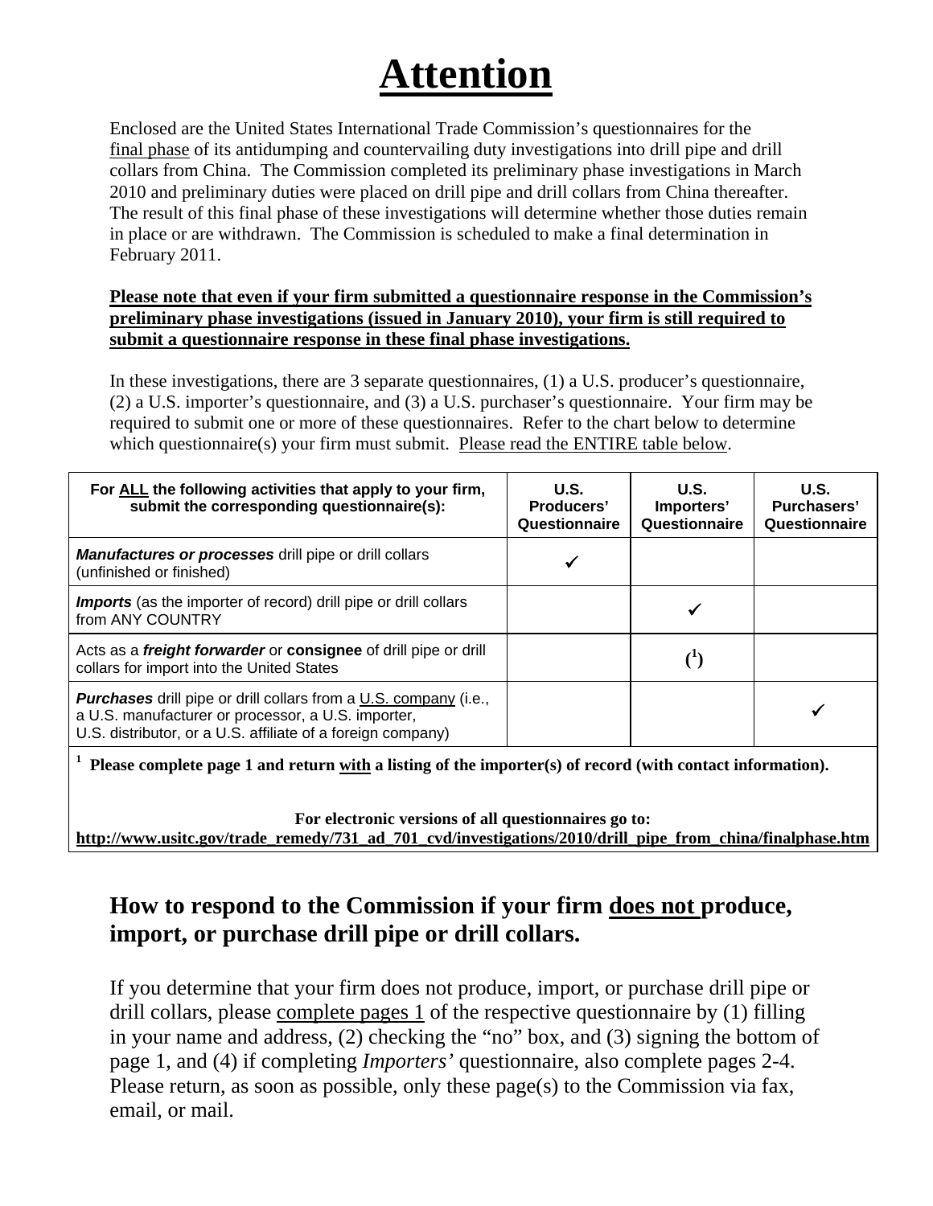# Attention

Enclosed are the United States International Trade Commission's questionnaires for the final phase of its antidumping and countervailing duty investigations into drill pipe and drill collars from China. The Commission completed its preliminary phase investigations in March 2010 and preliminary duties were placed on drill pipe and drill collars from China thereafter. The result of this final phase of these investigations will determine whether those duties remain in place or are withdrawn. The Commission is scheduled to make a final determination in February 2011.

**Please note that even if your firm submitted a questionnaire response in the Commission's preliminary phase investigations (issued in January 2010), your firm is still required to submit a questionnaire response in these final phase investigations.**

In these investigations, there are 3 separate questionnaires, (1) a U.S. producer's questionnaire, (2) a U.S. importer's questionnaire, and (3) a U.S. purchaser's questionnaire. Your firm may be required to submit one or more of these questionnaires. Refer to the chart below to determine which questionnaire(s) your firm must submit. Please read the ENTIRE table below.

| For ALL the following activities that apply to your firm, submit the corresponding questionnaire(s): | U.S. Producers' Questionnaire | U.S. Importers' Questionnaire | U.S. Purchasers' Questionnaire |
|---|---|---|---|
| ***Manufactures or processes*** drill pipe or drill collars (unfinished or finished) | ✓ | | |
| ***Imports*** (as the importer of record) drill pipe or drill collars from ANY COUNTRY | | ✓ | |
| Acts as a ***freight forwarder*** or **consignee** of drill pipe or drill collars for import into the United States | | ([1]) | |
| ***Purchases*** drill pipe or drill collars from a U.S. company (i.e., a U.S. manufacturer or processor, a U.S. importer, U.S. distributor, or a U.S. affiliate of a foreign company) | | | ✓ |

[1] **Please complete page 1 and return with a listing of the importer(s) of record (with contact information).**

**For electronic versions of all questionnaires go to:**
**http://www.usitc.gov/trade_remedy/731_ad_701_cvd/investigations/2010/drill_pipe_from_china/finalphase.htm**

## How to respond to the Commission if your firm does not produce, import, or purchase drill pipe or drill collars.

If you determine that your firm does not produce, import, or purchase drill pipe or drill collars, please complete pages 1 of the respective questionnaire by (1) filling in your name and address, (2) checking the "no" box, and (3) signing the bottom of page 1, and (4) if completing *Importers'* questionnaire, also complete pages 2-4. Please return, as soon as possible, only these page(s) to the Commission via fax, email, or mail.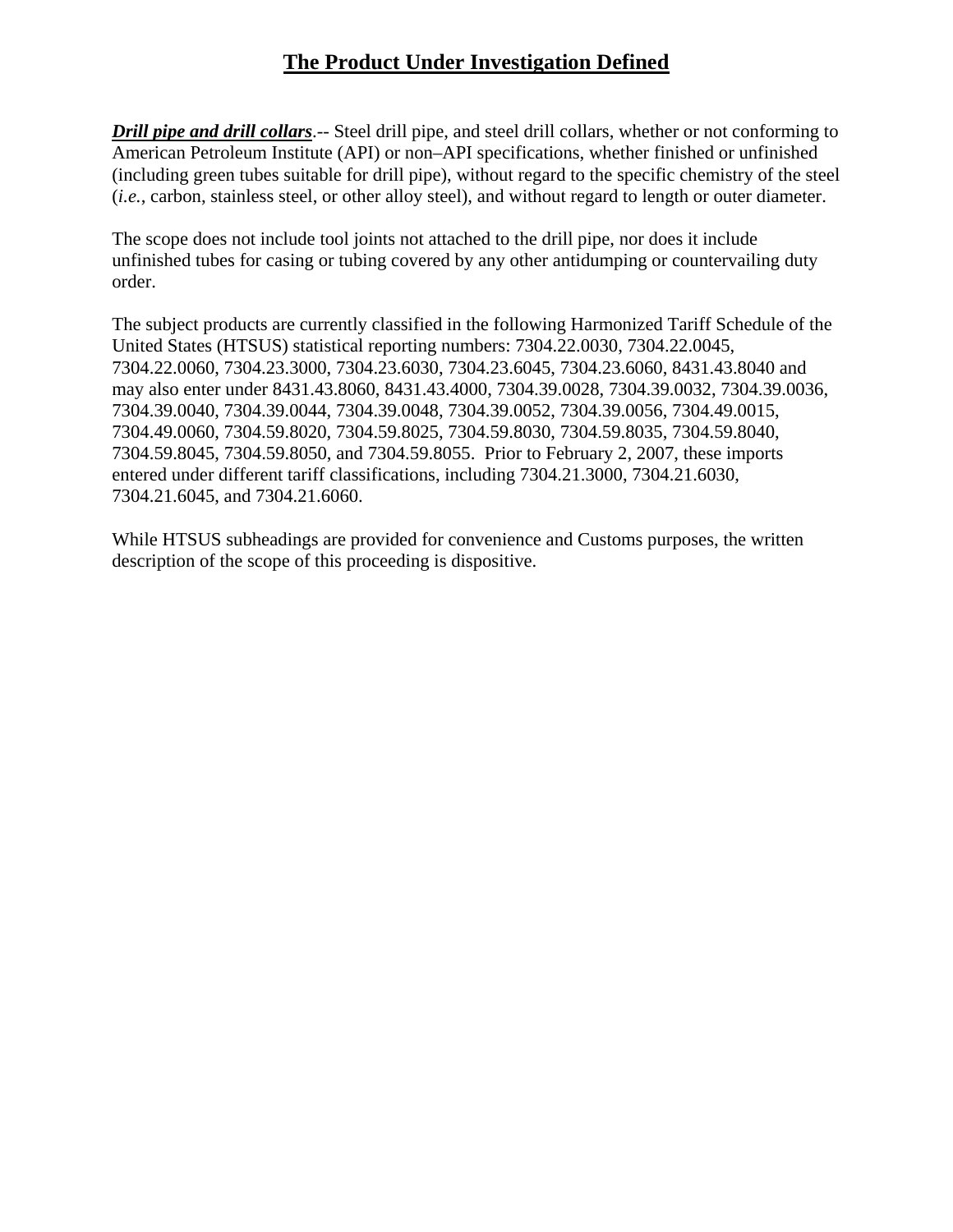## The Product Under Investigation Defined

***Drill pipe and drill collars***.-- Steel drill pipe, and steel drill collars, whether or not conforming to American Petroleum Institute (API) or non–API specifications, whether finished or unfinished (including green tubes suitable for drill pipe), without regard to the specific chemistry of the steel (*i.e.*, carbon, stainless steel, or other alloy steel), and without regard to length or outer diameter.

The scope does not include tool joints not attached to the drill pipe, nor does it include unfinished tubes for casing or tubing covered by any other antidumping or countervailing duty order.

The subject products are currently classified in the following Harmonized Tariff Schedule of the United States (HTSUS) statistical reporting numbers: 7304.22.0030, 7304.22.0045, 7304.22.0060, 7304.23.3000, 7304.23.6030, 7304.23.6045, 7304.23.6060, 8431.43.8040 and may also enter under 8431.43.8060, 8431.43.4000, 7304.39.0028, 7304.39.0032, 7304.39.0036, 7304.39.0040, 7304.39.0044, 7304.39.0048, 7304.39.0052, 7304.39.0056, 7304.49.0015, 7304.49.0060, 7304.59.8020, 7304.59.8025, 7304.59.8030, 7304.59.8035, 7304.59.8040, 7304.59.8045, 7304.59.8050, and 7304.59.8055. Prior to February 2, 2007, these imports entered under different tariff classifications, including 7304.21.3000, 7304.21.6030, 7304.21.6045, and 7304.21.6060.

While HTSUS subheadings are provided for convenience and Customs purposes, the written description of the scope of this proceeding is dispositive.